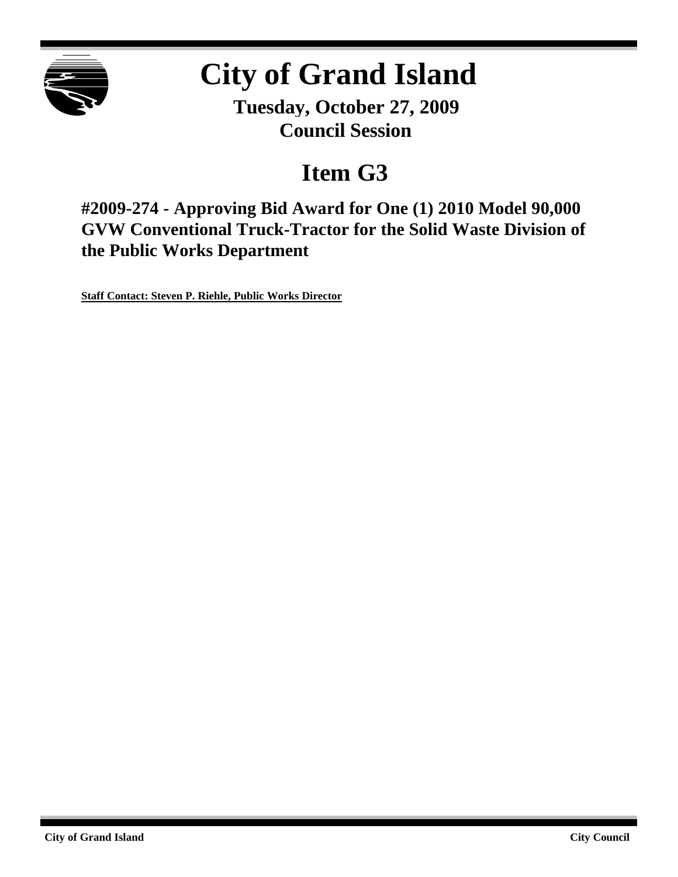# City of Grand Island

**Tuesday, October 27, 2009**
**Council Session**

## Item G3

### #2009-274 - Approving Bid Award for One (1) 2010 Model 90,000 GVW Conventional Truck-Tractor for the Solid Waste Division of the Public Works Department

**Staff Contact: Steven P. Riehle, Public Works Director**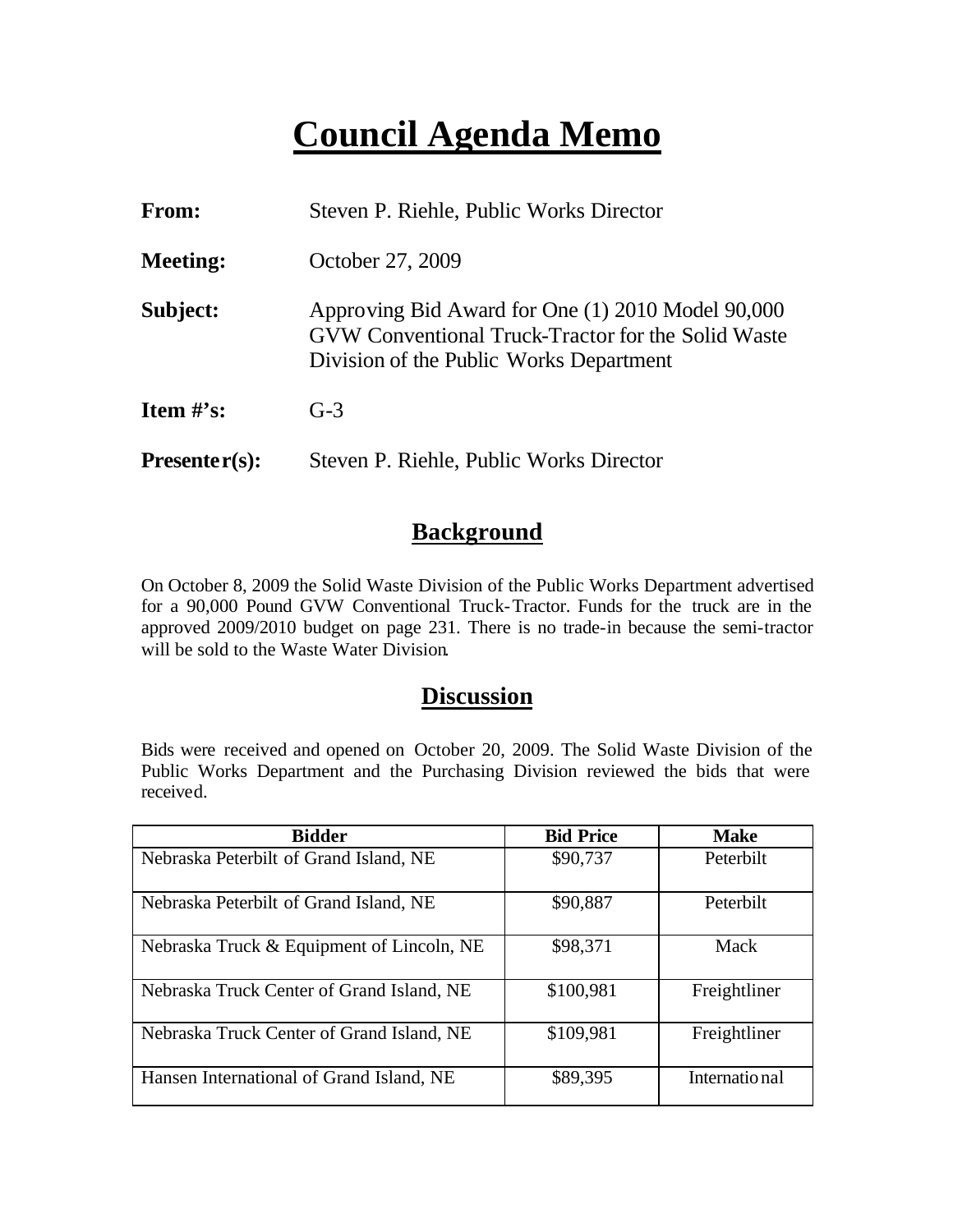# Council Agenda Memo

**From:** Steven P. Riehle, Public Works Director

**Meeting:** October 27, 2009

**Subject:** Approving Bid Award for One (1) 2010 Model 90,000 GVW Conventional Truck-Tractor for the Solid Waste Division of the Public Works Department

**Item #'s:** G-3

**Presenter(s):** Steven P. Riehle, Public Works Director

## Background

On October 8, 2009 the Solid Waste Division of the Public Works Department advertised for a 90,000 Pound GVW Conventional Truck-Tractor. Funds for the truck are in the approved 2009/2010 budget on page 231. There is no trade-in because the semi-tractor will be sold to the Waste Water Division.

## Discussion

Bids were received and opened on October 20, 2009. The Solid Waste Division of the Public Works Department and the Purchasing Division reviewed the bids that were received.

| Bidder | Bid Price | Make |
|---|---|---|
| Nebraska Peterbilt of Grand Island, NE | \$90,737 | Peterbilt |
| Nebraska Peterbilt of Grand Island, NE | \$90,887 | Peterbilt |
| Nebraska Truck & Equipment of Lincoln, NE | \$98,371 | Mack |
| Nebraska Truck Center of Grand Island, NE | \$100,981 | Freightliner |
| Nebraska Truck Center of Grand Island, NE | \$109,981 | Freightliner |
| Hansen International of Grand Island, NE | \$89,395 | International |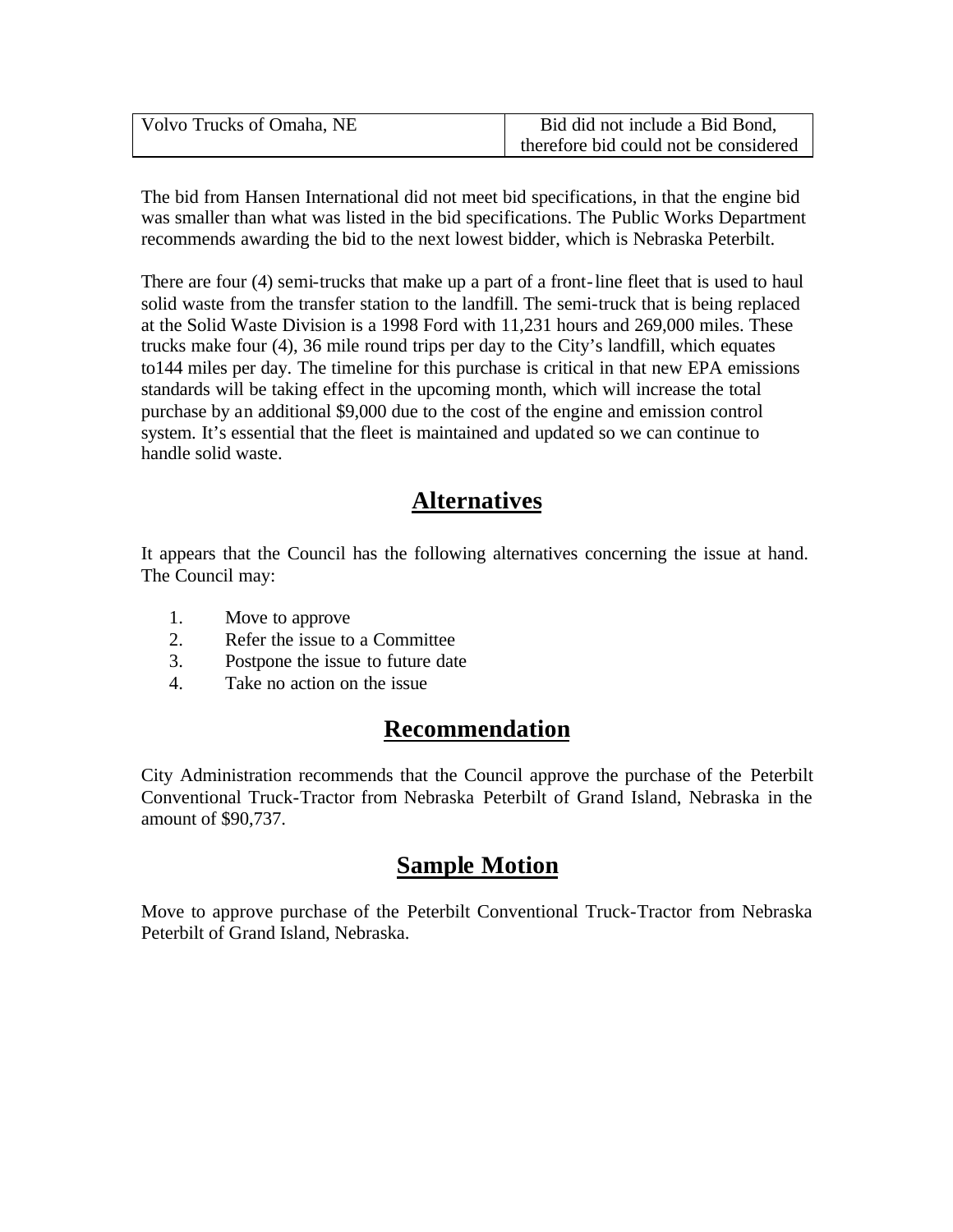| Volvo Trucks of Omaha, NE | Bid did not include a Bid Bond, therefore bid could not be considered |
|---|---|

The bid from Hansen International did not meet bid specifications, in that the engine bid was smaller than what was listed in the bid specifications. The Public Works Department recommends awarding the bid to the next lowest bidder, which is Nebraska Peterbilt.

There are four (4) semi-trucks that make up a part of a front-line fleet that is used to haul solid waste from the transfer station to the landfill. The semi-truck that is being replaced at the Solid Waste Division is a 1998 Ford with 11,231 hours and 269,000 miles. These trucks make four (4), 36 mile round trips per day to the City's landfill, which equates to144 miles per day. The timeline for this purchase is critical in that new EPA emissions standards will be taking effect in the upcoming month, which will increase the total purchase by an additional $9,000 due to the cost of the engine and emission control system. It's essential that the fleet is maintained and updated so we can continue to handle solid waste.

## Alternatives

It appears that the Council has the following alternatives concerning the issue at hand. The Council may:

1. Move to approve
2. Refer the issue to a Committee
3. Postpone the issue to future date
4. Take no action on the issue

## Recommendation

City Administration recommends that the Council approve the purchase of the Peterbilt Conventional Truck-Tractor from Nebraska Peterbilt of Grand Island, Nebraska in the amount of $90,737.

## Sample Motion

Move to approve purchase of the Peterbilt Conventional Truck-Tractor from Nebraska Peterbilt of Grand Island, Nebraska.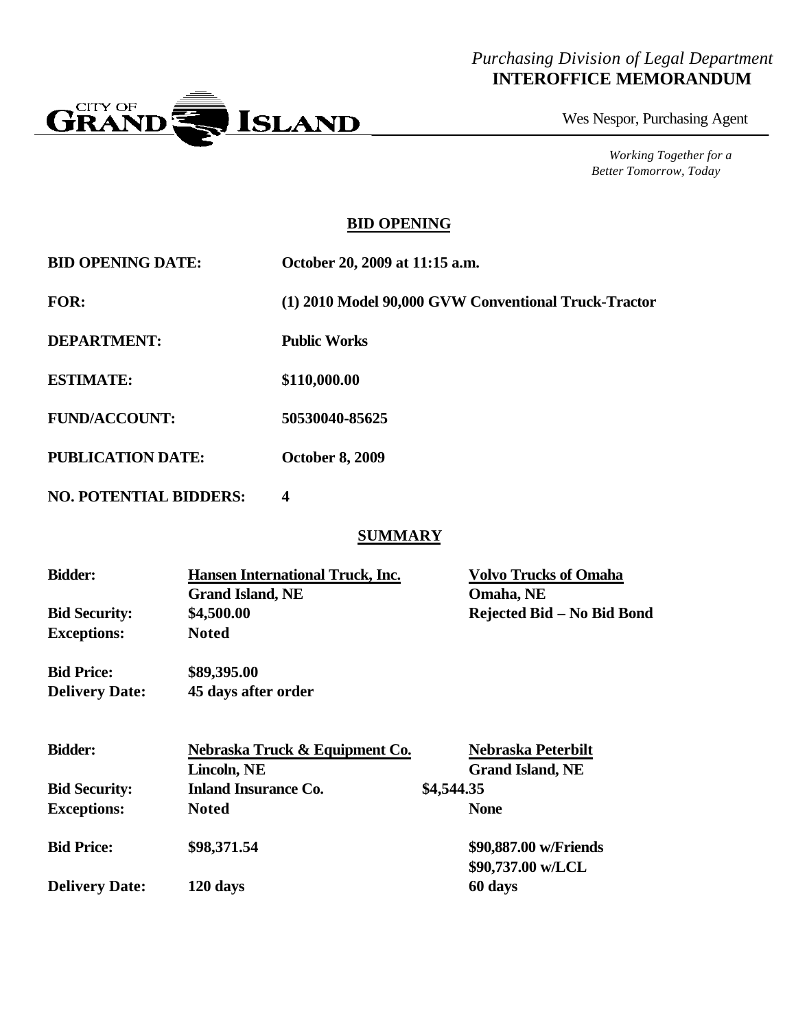*Purchasing Division of Legal Department*
**INTEROFFICE MEMORANDUM**

CITY OF GRAND ISLAND

Wes Nespor, Purchasing Agent

*Working Together for a Better Tomorrow, Today*

## BID OPENING

**BID OPENING DATE:** October 20, 2009 at 11:15 a.m.

**FOR:** (1) 2010 Model 90,000 GVW Conventional Truck-Tractor

**DEPARTMENT:** Public Works

**ESTIMATE:** $110,000.00

**FUND/ACCOUNT:** 50530040-85625

**PUBLICATION DATE:** October 8, 2009

**NO. POTENTIAL BIDDERS:** 4

## SUMMARY

| | | |
|---|---|---|
| **Bidder:** | **Hansen International Truck, Inc.** Grand Island, NE | **Volvo Trucks of Omaha** Omaha, NE |
| **Bid Security:** | $4,500.00 | Rejected Bid – No Bid Bond |
| **Exceptions:** | Noted | |
| **Bid Price:** | $89,395.00 | |
| **Delivery Date:** | 45 days after order | |

| | | |
|---|---|---|
| **Bidder:** | **Nebraska Truck & Equipment Co.** Lincoln, NE | **Nebraska Peterbilt** Grand Island, NE |
| **Bid Security:** | Inland Insurance Co. | $4,544.35 |
| **Exceptions:** | Noted | None |
| **Bid Price:** | $98,371.54 | $90,887.00 w/Friends $90,737.00 w/LCL |
| **Delivery Date:** | 120 days | 60 days |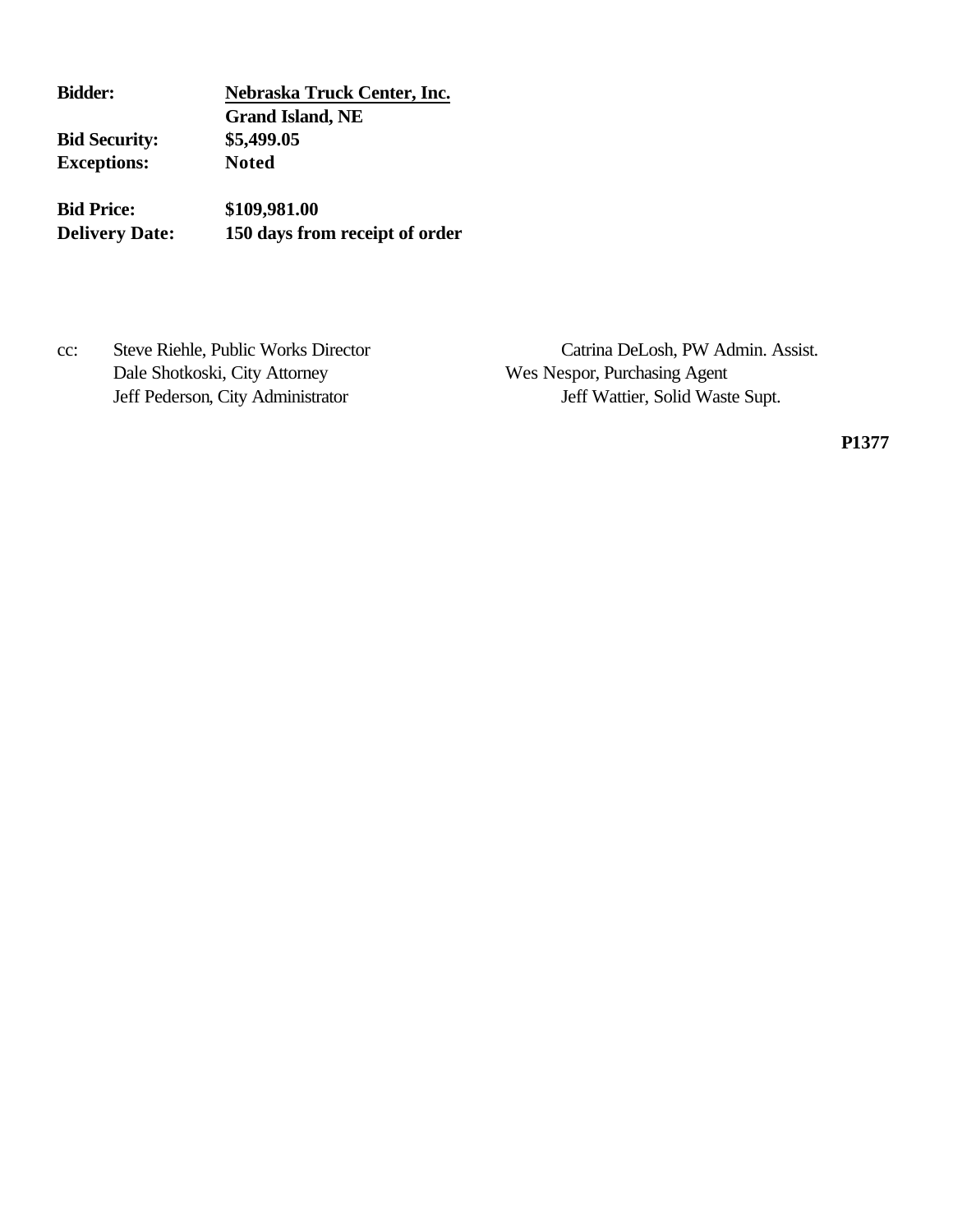**Bidder:** **<u>Nebraska Truck Center, Inc.</u>**
**Grand Island, NE**
**Bid Security:** **$5,499.05**
**Exceptions:** **Noted**

**Bid Price:** **$109,981.00**
**Delivery Date:** **150 days from receipt of order**

cc: Steve Riehle, Public Works Director
Dale Shotkoski, City Attorney
Jeff Pederson, City Administrator
Catrina DeLosh, PW Admin. Assist.
Wes Nespor, Purchasing Agent
Jeff Wattier, Solid Waste Supt.

**P1377**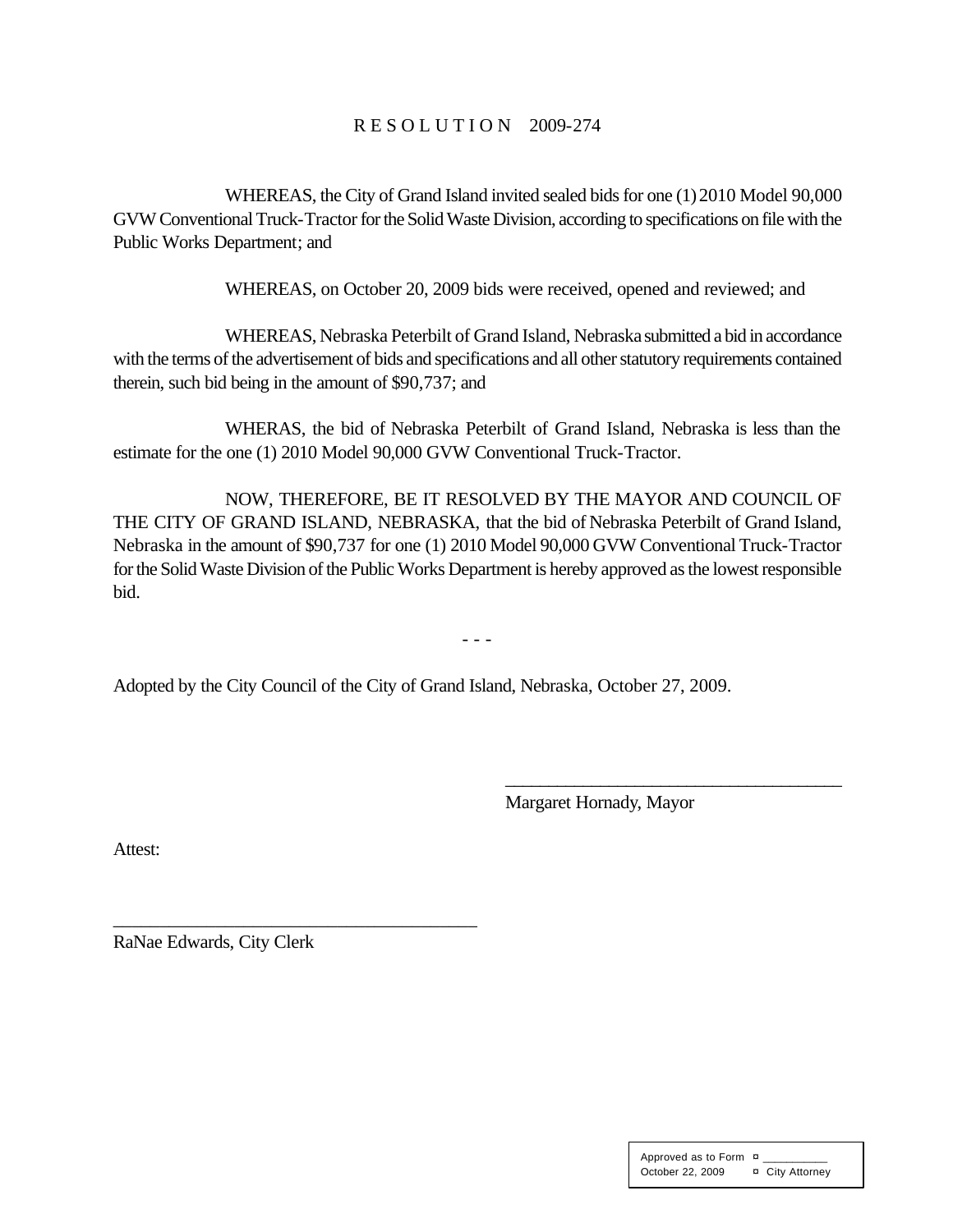# R E S O L U T I O N 2009-274

WHEREAS, the City of Grand Island invited sealed bids for one (1) 2010 Model 90,000 GVW Conventional Truck-Tractor for the Solid Waste Division, according to specifications on file with the Public Works Department; and

WHEREAS, on October 20, 2009 bids were received, opened and reviewed; and

WHEREAS, Nebraska Peterbilt of Grand Island, Nebraska submitted a bid in accordance with the terms of the advertisement of bids and specifications and all other statutory requirements contained therein, such bid being in the amount of $90,737; and

WHERAS, the bid of Nebraska Peterbilt of Grand Island, Nebraska is less than the estimate for the one (1) 2010 Model 90,000 GVW Conventional Truck-Tractor.

NOW, THEREFORE, BE IT RESOLVED BY THE MAYOR AND COUNCIL OF THE CITY OF GRAND ISLAND, NEBRASKA, that the bid of Nebraska Peterbilt of Grand Island, Nebraska in the amount of $90,737 for one (1) 2010 Model 90,000 GVW Conventional Truck-Tractor for the Solid Waste Division of the Public Works Department is hereby approved as the lowest responsible bid.

- - -

Adopted by the City Council of the City of Grand Island, Nebraska, October 27, 2009.

_____________________________________
Margaret Hornady, Mayor

Attest:

_____________________________________
RaNae Edwards, City Clerk

| | |
|---|---|
| Approved as to Form | ¤ __________ |
| October 22, 2009 | ¤ City Attorney |